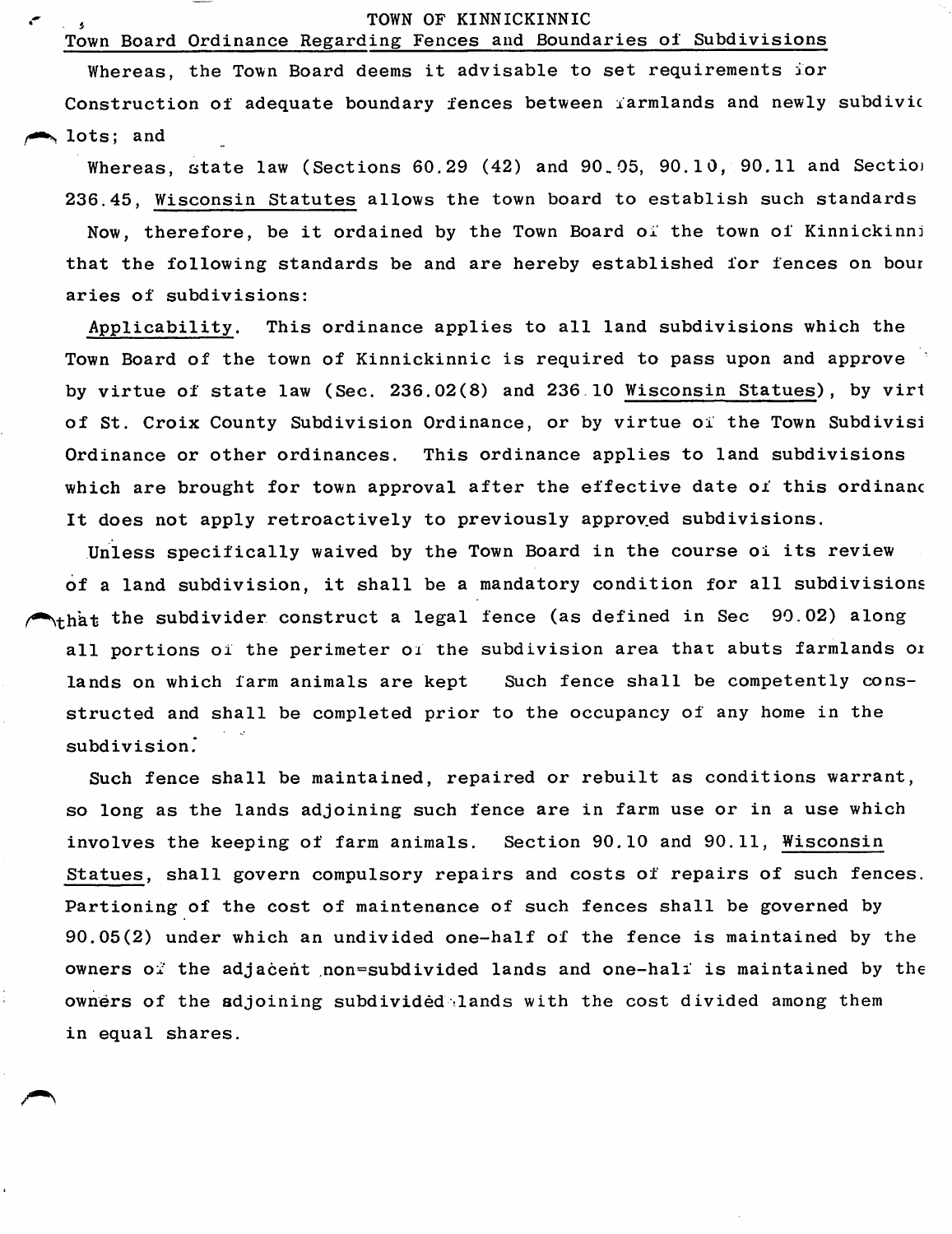# TOWN OF KINNICKINNIC

## Town Board Ordinance Regarding Fences and Boundaries of Subdivisions

Whereas, the Town Board deems it advisable to set requirements for Construction of adequate boundary fences between farmlands and newly subdivic lots; and

Whereas, state law (Sections 60.29 (42) and 90.05, 90.10, 90.11 and Sectio 236.45, Wisconsin Statutes allows the town board to establish such standards

Now, therefore, be it ordained by the Town Board of the town of Kinnickinni that the following standards be and are hereby established for fences on bour aries of subdivisions:

Applicability. This ordinance applies to all land subdivisions which the Town Board of the town of Kinnickinnic is required to pass upon and approve by virtue of state law (Sec. 236.02(8) and 236.10 Wisconsin Statues), by virt of St. Croix County Subdivision Ordinance, or by virtue of the Town Subdivisi Ordinance or other ordinances. This ordinance applies to land subdivisions which are brought for town approval after the effective date of this ordinanc It does not apply retroactively to previously approved subdivisions.

Unless specifically waived by the Town Board in the course of its review of a land subdivision, it shall be a mandatory condition for all subdivisions that the subdivider construct a legal fence (as defined in Sec 90.02) along all portions of the perimeter of the subdivision area that abuts farmlands or lands on which farm animals are kept Such fence shall be competently consstructed and shall be completed prior to the occupancy of any home in the subdivision.

Such fence shall be maintained, repaired or rebuilt as conditions warrant, so long as the lands adjoining such fence are in farm use or in a use which involves the keeping of farm animals. Section 90.10 and 90.11, Wisconsin Statues, shall govern compulsory repairs and costs of repairs of such fences. Partioning of the cost of maintenance of such fences shall be governed by 90.05(2) under which an undivided one-half of the fence is maintained by the owners of the adjacent non=subdivided lands and one-half is maintained by the owners of the adjoining subdivided lands with the cost divided among them in equal shares.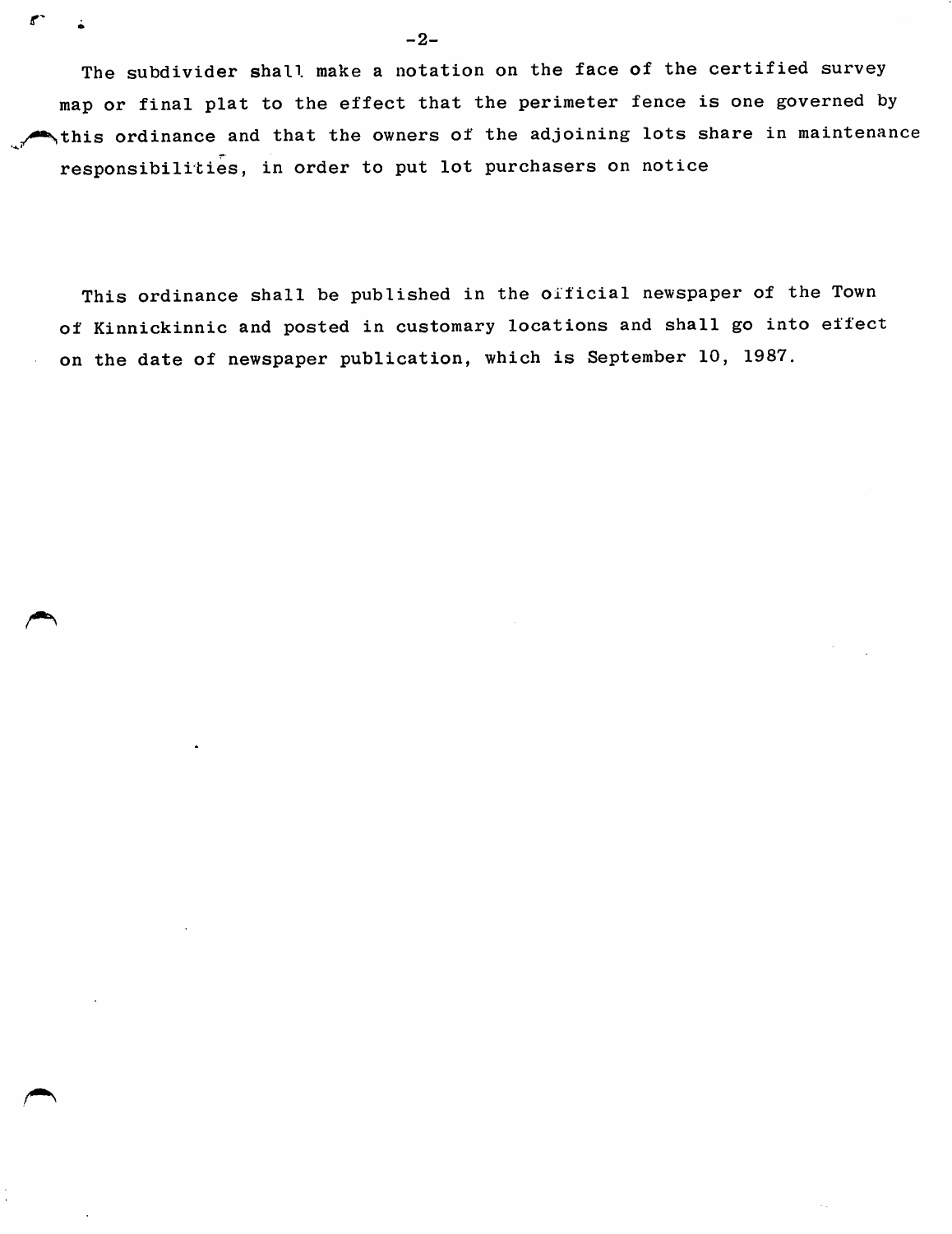The subdivider shall make a notation on the face of the certified survey map or final plat to the effect that the perimeter fence is one governed by this ordinance and that the owners of the adjoining lots share in maintenance responsibilities, in order to put lot purchasers on notice

This ordinance shall be published in the official newspaper of the Town of Kinnickinnic and posted in customary locations and shall go into effect on the date of newspaper publication, which is September 10, 1987.